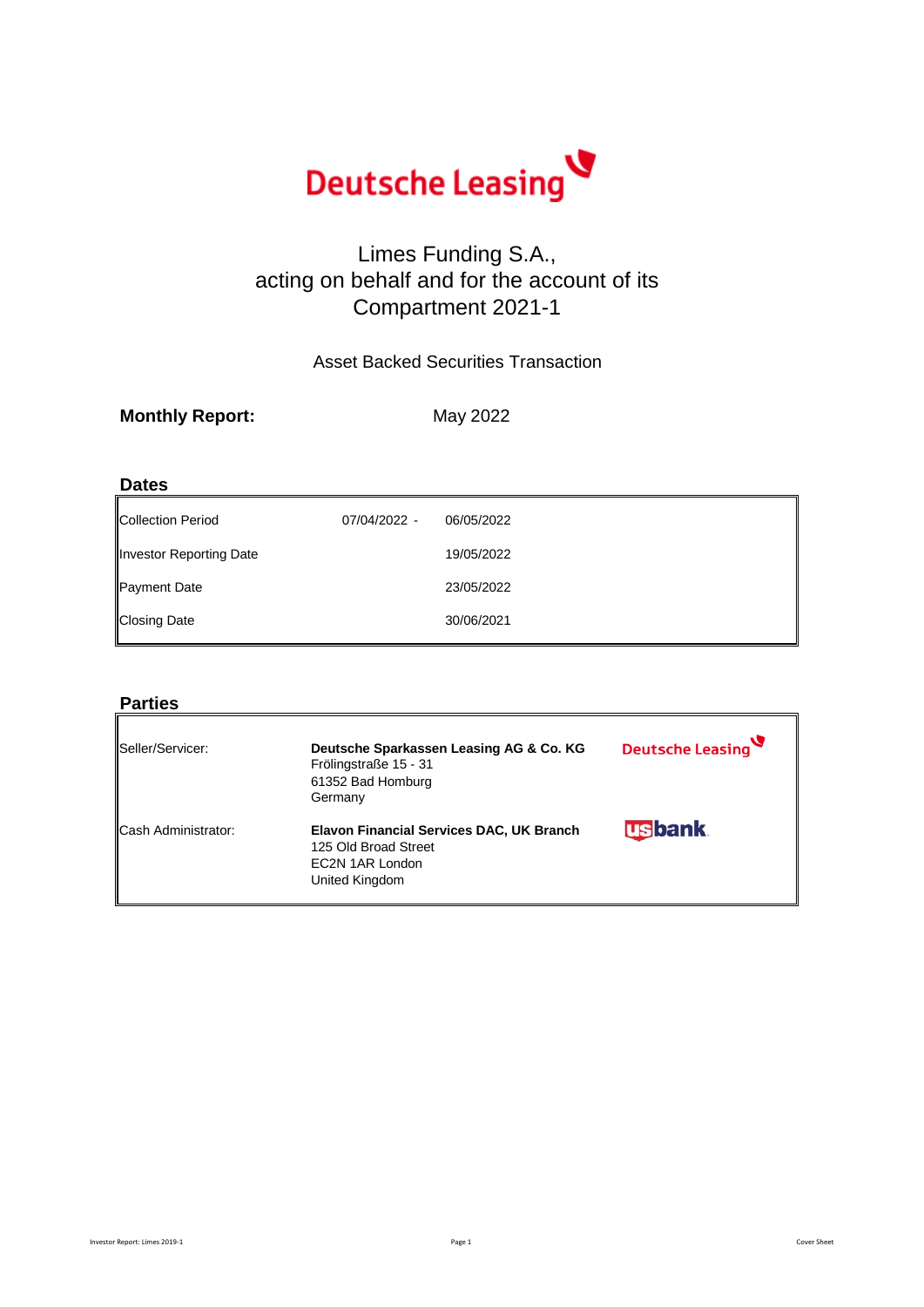Deutsche Leasing

# Limes Funding S.A., acting on behalf and for the account of its Compartment 2021-1

Asset Backed Securities Transaction

**Monthly Report:** May 2022

## Dates

| | | |
|---|---|---|
| Collection Period | 07/04/2022 - | 06/05/2022 |
| Investor Reporting Date | | 19/05/2022 |
| Payment Date | | 23/05/2022 |
| Closing Date | | 30/06/2021 |

## Parties

| | |
|---|---|
| Seller/Servicer: | **Deutsche Sparkassen Leasing AG & Co. KG**<br>Frölingstraße 15 - 31<br>61352 Bad Homburg<br>Germany |
| Cash Administrator: | **Elavon Financial Services DAC, UK Branch**<br>125 Old Broad Street<br>EC2N 1AR London<br>United Kingdom |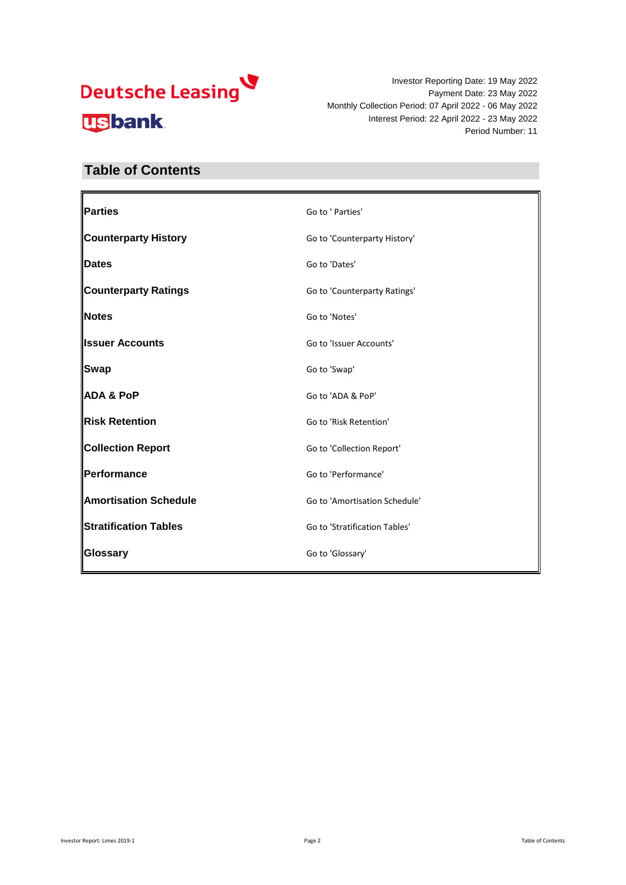Investor Reporting Date: 19 May 2022
Payment Date: 23 May 2022
Monthly Collection Period: 07 April 2022 - 06 May 2022
Interest Period: 22 April 2022 - 23 May 2022
Period Number: 11

## Table of Contents

| | |
|---|---|
| **Parties** | Go to ' Parties' |
| **Counterparty History** | Go to 'Counterparty History' |
| **Dates** | Go to 'Dates' |
| **Counterparty Ratings** | Go to 'Counterparty Ratings' |
| **Notes** | Go to 'Notes' |
| **Issuer Accounts** | Go to 'Issuer Accounts' |
| **Swap** | Go to 'Swap' |
| **ADA & PoP** | Go to 'ADA & PoP' |
| **Risk Retention** | Go to 'Risk Retention' |
| **Collection Report** | Go to 'Collection Report' |
| **Performance** | Go to 'Performance' |
| **Amortisation Schedule** | Go to 'Amortisation Schedule' |
| **Stratification Tables** | Go to 'Stratification Tables' |
| **Glossary** | Go to 'Glossary' |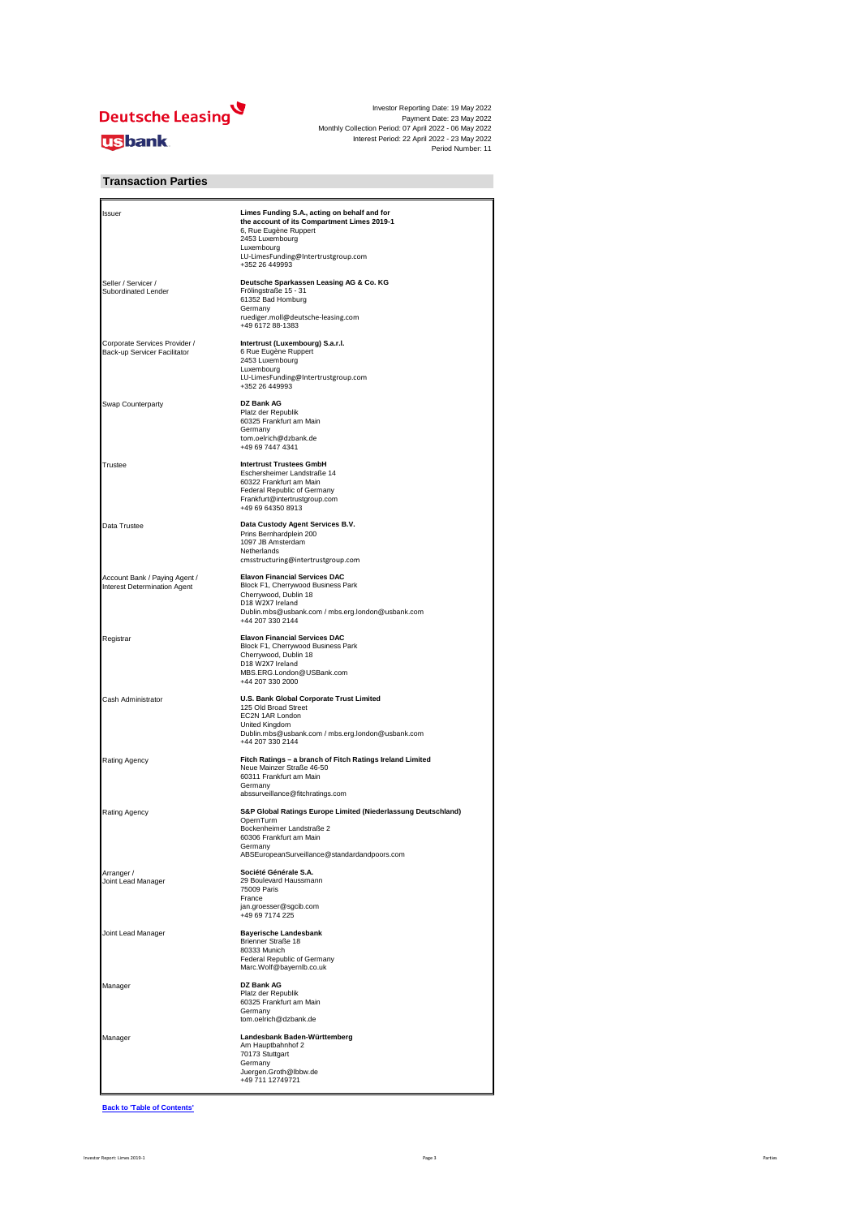Investor Reporting Date: 19 May 2022
Payment Date: 23 May 2022
Monthly Collection Period: 07 April 2022 - 06 May 2022
Interest Period: 22 April 2022 - 23 May 2022
Period Number: 11

## Transaction Parties

| | |
|---|---|
| Issuer | **Limes Funding S.A., acting on behalf and for the account of its Compartment Limes 2019-1**<br>6, Rue Eugène Ruppert<br>2453 Luxembourg<br>Luxembourg<br>LU-LimesFunding@Intertrustgroup.com<br>+352 26 449993 |
| Seller / Servicer / Subordinated Lender | **Deutsche Sparkassen Leasing AG & Co. KG**<br>Frölingstraße 15 - 31<br>61352 Bad Homburg<br>Germany<br>ruediger.moll@deutsche-leasing.com<br>+49 6172 88-1383 |
| Corporate Services Provider / Back-up Servicer Facilitator | **Intertrust (Luxembourg) S.a.r.l.**<br>6 Rue Eugène Ruppert<br>2453 Luxembourg<br>Luxembourg<br>LU-LimesFunding@Intertrustgroup.com<br>+352 26 449993 |
| Swap Counterparty | **DZ Bank AG**<br>Platz der Republik<br>60325 Frankfurt am Main<br>Germany<br>tom.oelrich@dzbank.de<br>+49 69 7447 4341 |
| Trustee | **Intertrust Trustees GmbH**<br>Eschersheimer Landstraße 14<br>60322 Frankfurt am Main<br>Federal Republic of Germany<br>Frankfurt@intertrustgroup.com<br>+49 69 64350 8913 |
| Data Trustee | **Data Custody Agent Services B.V.**<br>Prins Bernhardplein 200<br>1097 JB Amsterdam<br>Netherlands<br>cmsstructuring@intertrustgroup.com |
| Account Bank / Paying Agent / Interest Determination Agent | **Elavon Financial Services DAC**<br>Block F1, Cherrywood Business Park<br>Cherrywood, Dublin 18<br>D18 W2X7 Ireland<br>Dublin.mbs@usbank.com / mbs.erg.london@usbank.com<br>+44 207 330 2144 |
| Registrar | **Elavon Financial Services DAC**<br>Block F1, Cherrywood Business Park<br>Cherrywood, Dublin 18<br>D18 W2X7 Ireland<br>MBS.ERG.London@USBank.com<br>+44 207 330 2000 |
| Cash Administrator | **U.S. Bank Global Corporate Trust Limited**<br>125 Old Broad Street<br>EC2N 1AR London<br>United Kingdom<br>Dublin.mbs@usbank.com / mbs.erg.london@usbank.com<br>+44 207 330 2144 |
| Rating Agency | **Fitch Ratings – a branch of Fitch Ratings Ireland Limited**<br>Neue Mainzer Straße 46-50<br>60311 Frankfurt am Main<br>Germany<br>abssurveillance@fitchratings.com |
| Rating Agency | **S&P Global Ratings Europe Limited (Niederlassung Deutschland)**<br>OpernTurm<br>Bockenheimer Landstraße 2<br>60306 Frankfurt am Main<br>Germany<br>ABSEuropeanSurveillance@standardandpoors.com |
| Arranger / Joint Lead Manager | **Société Générale S.A.**<br>29 Boulevard Haussmann<br>75009 Paris<br>France<br>jan.groesser@sgcib.com<br>+49 69 7174 225 |
| Joint Lead Manager | **Bayerische Landesbank**<br>Brienner Straße 18<br>80333 Munich<br>Federal Republic of Germany<br>Marc.Wolf@bayernlb.co.uk |
| Manager | **DZ Bank AG**<br>Platz der Republik<br>60325 Frankfurt am Main<br>Germany<br>tom.oelrich@dzbank.de |
| Manager | **Landesbank Baden-Württemberg**<br>Am Hauptbahnhof 2<br>70173 Stuttgart<br>Germany<br>Juergen.Groth@lbbw.de<br>+49 711 12749721 |

**Back to 'Table of Contents'**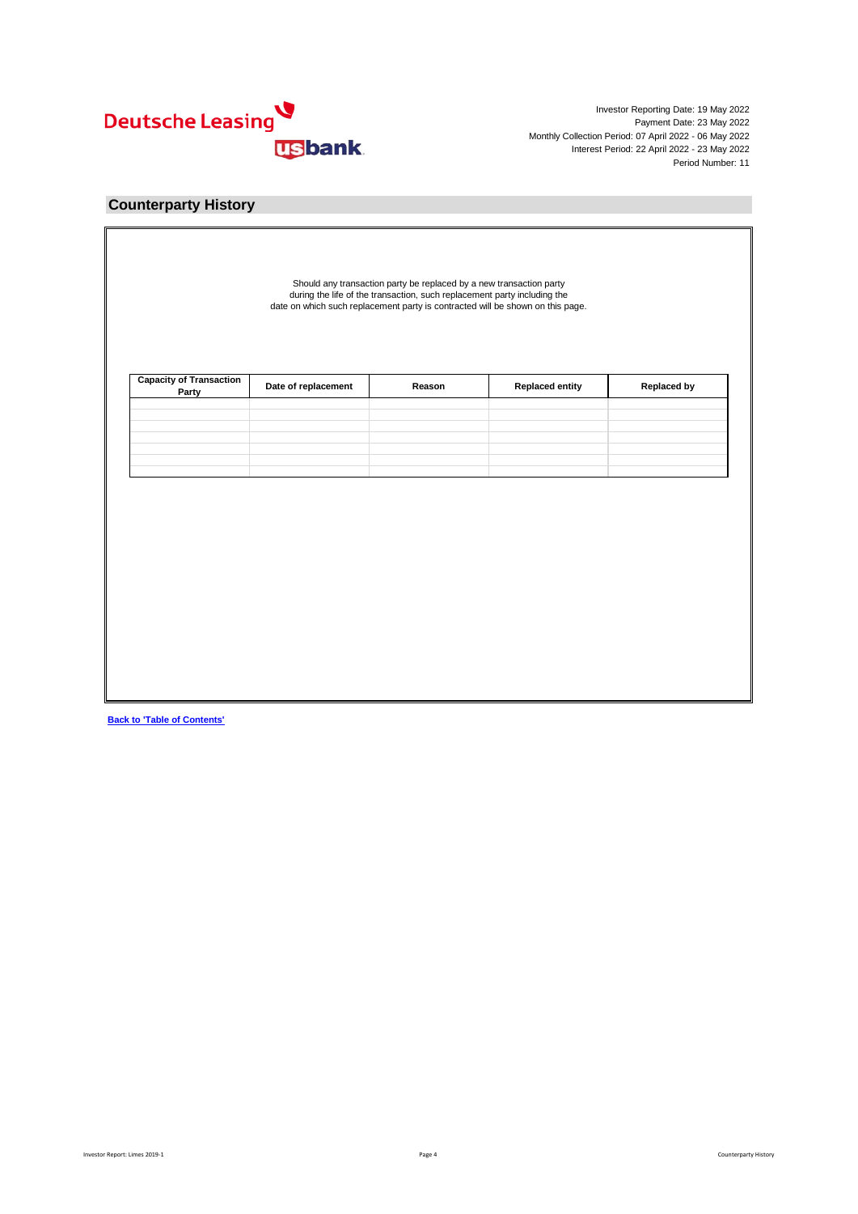Investor Reporting Date: 19 May 2022
Payment Date: 23 May 2022
Monthly Collection Period: 07 April 2022 - 06 May 2022
Interest Period: 22 April 2022 - 23 May 2022
Period Number: 11

## Counterparty History

Should any transaction party be replaced by a new transaction party during the life of the transaction, such replacement party including the date on which such replacement party is contracted will be shown on this page.

| Capacity of Transaction Party | Date of replacement | Reason | Replaced entity | Replaced by |
|---|---|---|---|---|
| | | | | |
| | | | | |
| | | | | |
| | | | | |
| | | | | |
| | | | | |
| | | | | |

**Back to 'Table of Contents'**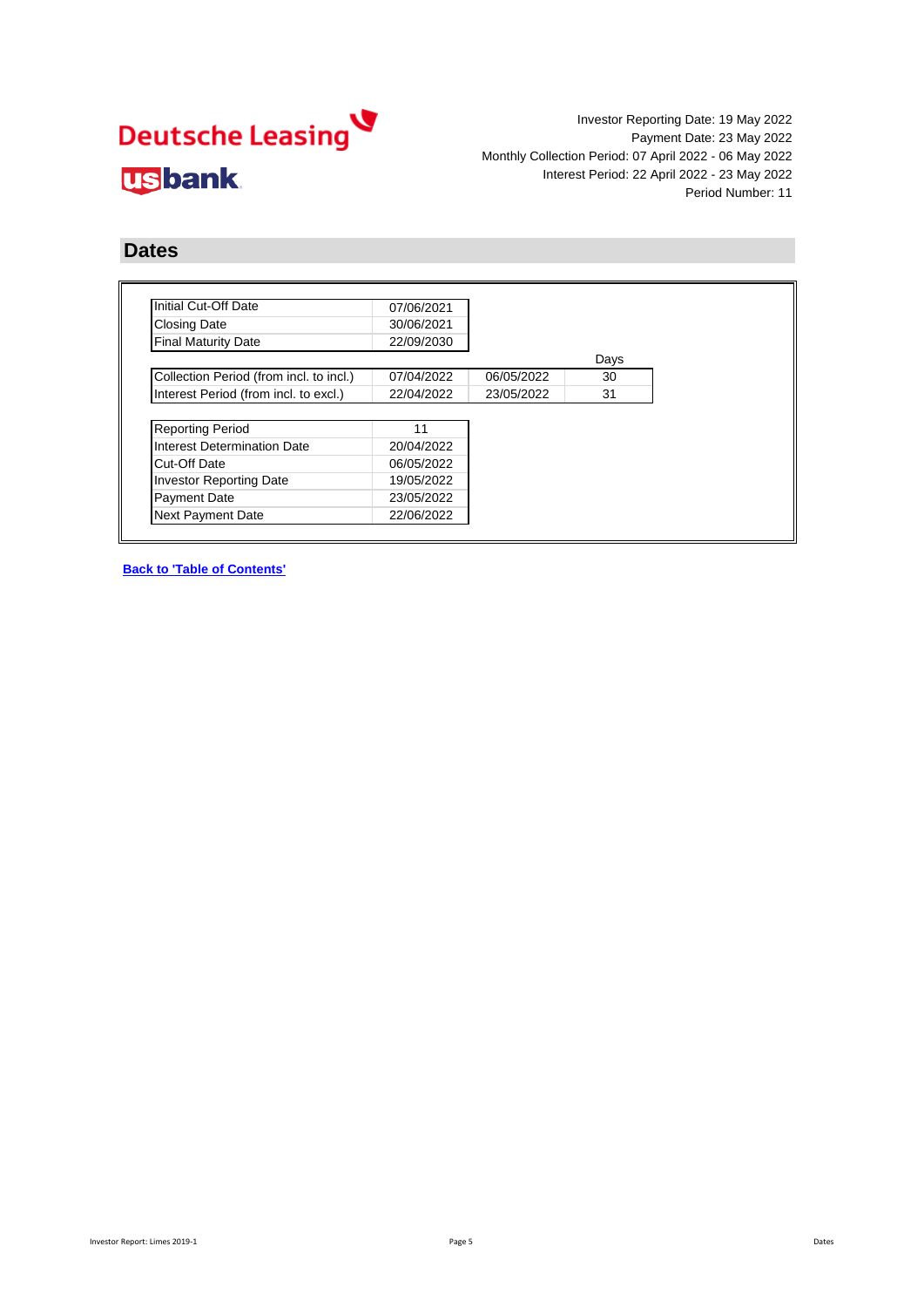Investor Reporting Date: 19 May 2022
Payment Date: 23 May 2022
Monthly Collection Period: 07 April 2022 - 06 May 2022
Interest Period: 22 April 2022 - 23 May 2022
Period Number: 11

## Dates

| | |
|---|---|
| Initial Cut-Off Date | 07/06/2021 |
| Closing Date | 30/06/2021 |
| Final Maturity Date | 22/09/2030 |

| | | | Days |
|---|---|---|---|
| Collection Period (from incl. to incl.) | 07/04/2022 | 06/05/2022 | 30 |
| Interest Period (from incl. to excl.) | 22/04/2022 | 23/05/2022 | 31 |

| | |
|---|---|
| Reporting Period | 11 |
| Interest Determination Date | 20/04/2022 |
| Cut-Off Date | 06/05/2022 |
| Investor Reporting Date | 19/05/2022 |
| Payment Date | 23/05/2022 |
| Next Payment Date | 22/06/2022 |

**Back to 'Table of Contents'**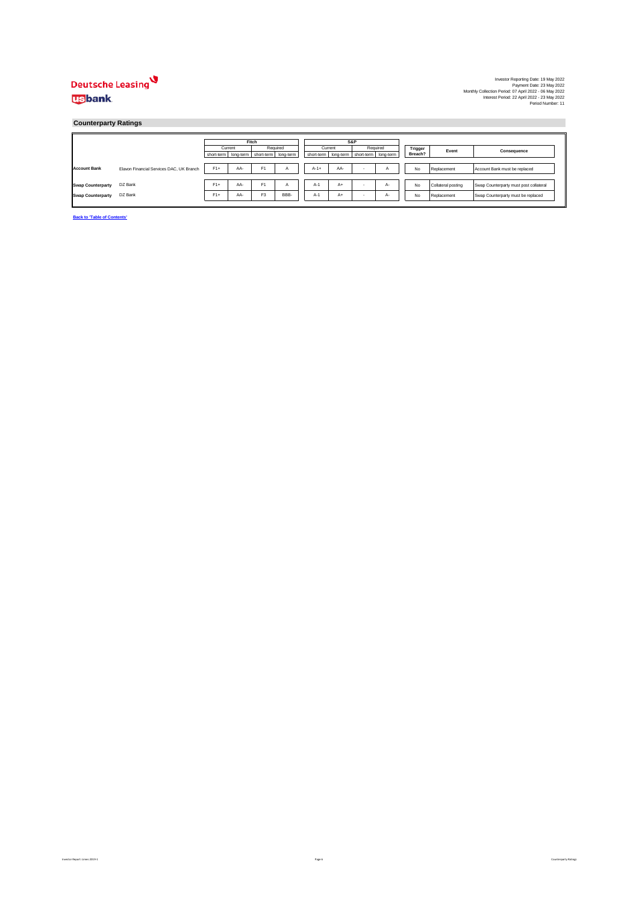Deutsche Leasing

usbank

Investor Reporting Date: 19 May 2022
Payment Date: 23 May 2022
Monthly Collection Period: 07 April 2022 - 06 May 2022
Interest Period: 22 April 2022 - 23 May 2022
Period Number: 11

## Counterparty Ratings

| | | Fitch | | | | S&P | | | | | | |
|---|---|---|---|---|---|---|---|---|---|---|---|---|
| | | Current | | Required | | Current | | Required | | Trigger Breach? | Event | Consequence |
| | | short-term | long-term | short-term | long-term | short-term | long-term | short-term | long-term | | | |
| **Account Bank** | Elavon Financial Services DAC, UK Branch | F1+ | AA- | F1 | A | A-1+ | AA- | - | A | No | Replacement | Account Bank must be replaced |
| **Swap Counterparty** | DZ Bank | F1+ | AA- | F1 | A | A-1 | A+ | - | A- | No | Collateral posting | Swap Counterparty must post collateral |
| **Swap Counterparty** | DZ Bank | F1+ | AA- | F3 | BBB- | A-1 | A+ | - | A- | No | Replacement | Swap Counterparty must be replaced |

**Back to 'Table of Contents'**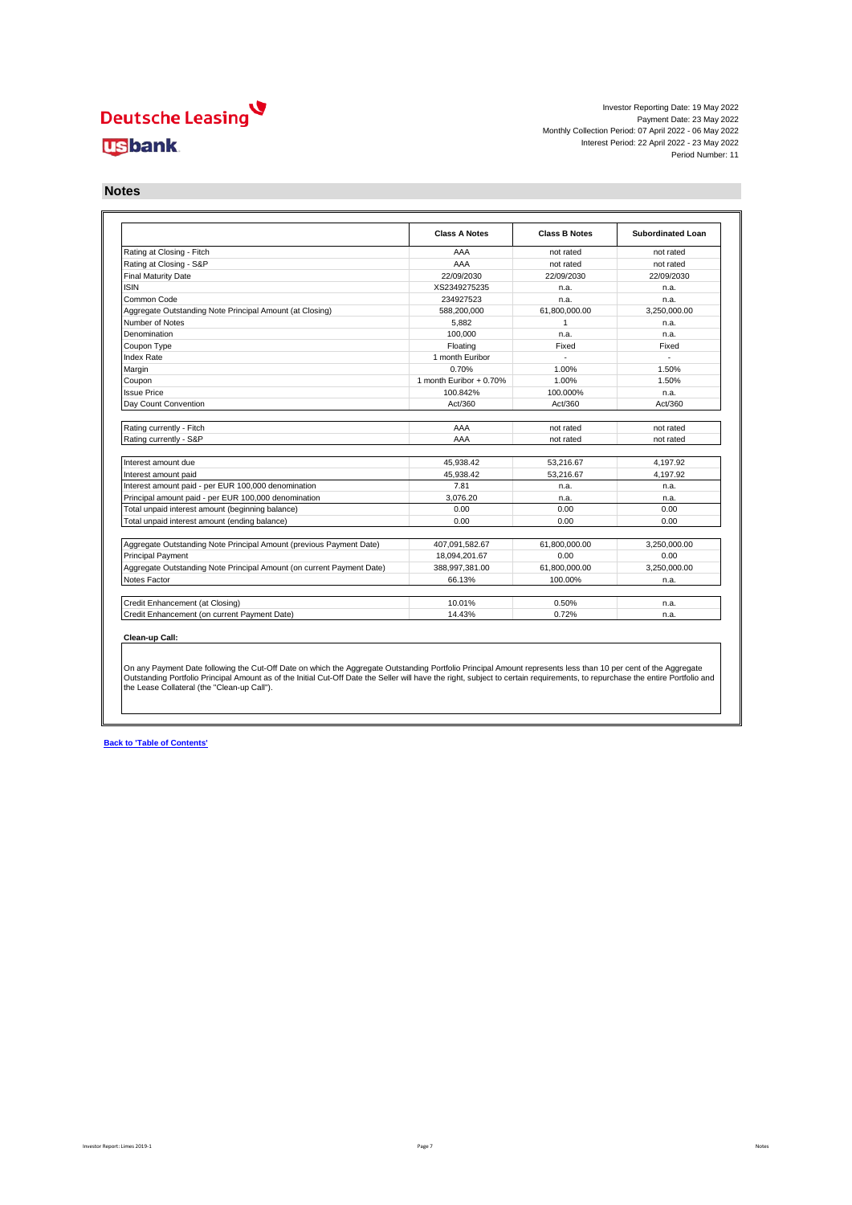Investor Reporting Date: 19 May 2022
Payment Date: 23 May 2022
Monthly Collection Period: 07 April 2022 - 06 May 2022
Interest Period: 22 April 2022 - 23 May 2022
Period Number: 11

## Notes

| | Class A Notes | Class B Notes | Subordinated Loan |
|---|---|---|---|
| Rating at Closing - Fitch | AAA | not rated | not rated |
| Rating at Closing - S&P | AAA | not rated | not rated |
| Final Maturity Date | 22/09/2030 | 22/09/2030 | 22/09/2030 |
| ISIN | XS2349275235 | n.a. | n.a. |
| Common Code | 234927523 | n.a. | n.a. |
| Aggregate Outstanding Note Principal Amount (at Closing) | 588,200,000 | 61,800,000.00 | 3,250,000.00 |
| Number of Notes | 5,882 | 1 | n.a. |
| Denomination | 100,000 | n.a. | n.a. |
| Coupon Type | Floating | Fixed | Fixed |
| Index Rate | 1 month Euribor | - | - |
| Margin | 0.70% | 1.00% | 1.50% |
| Coupon | 1 month Euribor + 0.70% | 1.00% | 1.50% |
| Issue Price | 100.842% | 100.000% | n.a. |
| Day Count Convention | Act/360 | Act/360 | Act/360 |

| | Class A Notes | Class B Notes | Subordinated Loan |
|---|---|---|---|
| Rating currently - Fitch | AAA | not rated | not rated |
| Rating currently - S&P | AAA | not rated | not rated |

| | Class A Notes | Class B Notes | Subordinated Loan |
|---|---|---|---|
| Interest amount due | 45,938.42 | 53,216.67 | 4,197.92 |
| Interest amount paid | 45,938.42 | 53,216.67 | 4,197.92 |
| Interest amount paid - per EUR 100,000 denomination | 7.81 | n.a. | n.a. |
| Principal amount paid - per EUR 100,000 denomination | 3,076.20 | n.a. | n.a. |
| Total unpaid interest amount (beginning balance) | 0.00 | 0.00 | 0.00 |
| Total unpaid interest amount (ending balance) | 0.00 | 0.00 | 0.00 |

| | Class A Notes | Class B Notes | Subordinated Loan |
|---|---|---|---|
| Aggregate Outstanding Note Principal Amount (previous Payment Date) | 407,091,582.67 | 61,800,000.00 | 3,250,000.00 |
| Principal Payment | 18,094,201.67 | 0.00 | 0.00 |
| Aggregate Outstanding Note Principal Amount (on current Payment Date) | 388,997,381.00 | 61,800,000.00 | 3,250,000.00 |
| Notes Factor | 66.13% | 100.00% | n.a. |

| | Class A Notes | Class B Notes | Subordinated Loan |
|---|---|---|---|
| Credit Enhancement (at Closing) | 10.01% | 0.50% | n.a. |
| Credit Enhancement (on current Payment Date) | 14.43% | 0.72% | n.a. |

**Clean-up Call:**

On any Payment Date following the Cut-Off Date on which the Aggregate Outstanding Portfolio Principal Amount represents less than 10 per cent of the Aggregate Outstanding Portfolio Principal Amount as of the Initial Cut-Off Date the Seller will have the right, subject to certain requirements, to repurchase the entire Portfolio and the Lease Collateral (the "Clean-up Call").

**Back to 'Table of Contents'**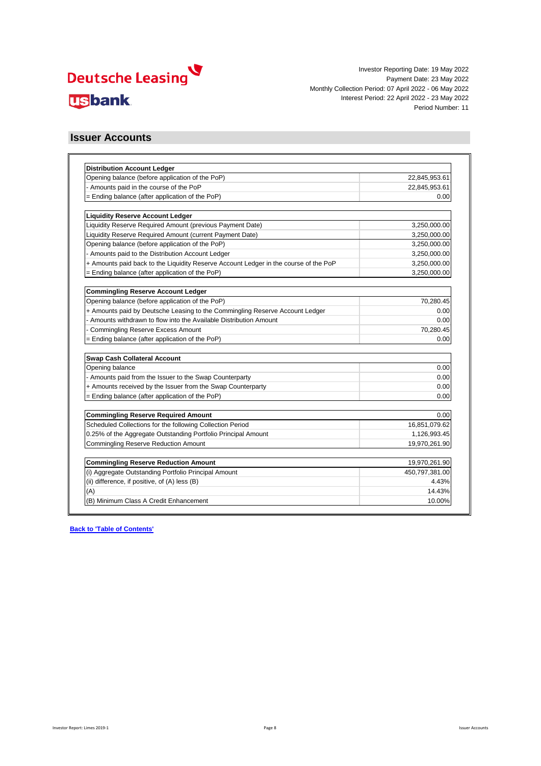Investor Reporting Date: 19 May 2022
Payment Date: 23 May 2022
Monthly Collection Period: 07 April 2022 - 06 May 2022
Interest Period: 22 April 2022 - 23 May 2022
Period Number: 11

## Issuer Accounts

| **Distribution Account Ledger** | |
|---|---|
| Opening balance (before application of the PoP) | 22,845,953.61 |
| - Amounts paid in the course of the PoP | 22,845,953.61 |
| = Ending balance (after application of the PoP) | 0.00 |

| **Liquidity Reserve Account Ledger** | |
|---|---|
| Liquidity Reserve Required Amount (previous Payment Date) | 3,250,000.00 |
| Liquidity Reserve Required Amount (current Payment Date) | 3,250,000.00 |
| Opening balance (before application of the PoP) | 3,250,000.00 |
| - Amounts paid to the Distribution Account Ledger | 3,250,000.00 |
| + Amounts paid back to the Liquidity Reserve Account Ledger in the course of the PoP | 3,250,000.00 |
| = Ending balance (after application of the PoP) | 3,250,000.00 |

| **Commingling Reserve Account Ledger** | |
|---|---|
| Opening balance (before application of the PoP) | 70,280.45 |
| + Amounts paid by Deutsche Leasing to the Commingling Reserve Account Ledger | 0.00 |
| - Amounts withdrawn to flow into the Available Distribution Amount | 0.00 |
| - Commingling Reserve Excess Amount | 70,280.45 |
| = Ending balance (after application of the PoP) | 0.00 |

| **Swap Cash Collateral Account** | |
|---|---|
| Opening balance | 0.00 |
| - Amounts paid from the Issuer to the Swap Counterparty | 0.00 |
| + Amounts received by the Issuer from the Swap Counterparty | 0.00 |
| = Ending balance (after application of the PoP) | 0.00 |

| **Commingling Reserve Required Amount** | 0.00 |
|---|---|
| Scheduled Collections for the following Collection Period | 16,851,079.62 |
| 0.25% of the Aggregate Outstanding Portfolio Principal Amount | 1,126,993.45 |
| Commingling Reserve Reduction Amount | 19,970,261.90 |

| **Commingling Reserve Reduction Amount** | 19,970,261.90 |
|---|---|
| (i) Aggregate Outstanding Portfolio Principal Amount | 450,797,381.00 |
| (ii) difference, if positive, of (A) less (B) | 4.43% |
| (A) | 14.43% |
| (B) Minimum Class A Credit Enhancement | 10.00% |

**Back to 'Table of Contents'**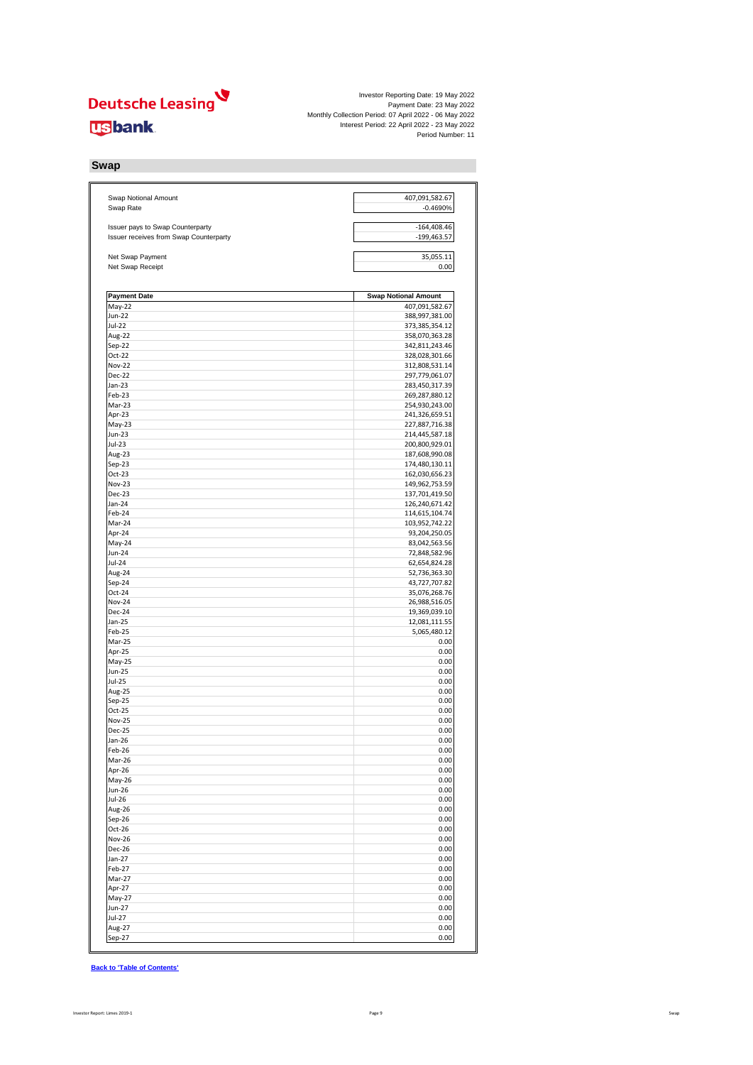Investor Reporting Date: 19 May 2022
Payment Date: 23 May 2022
Monthly Collection Period: 07 April 2022 - 06 May 2022
Interest Period: 22 April 2022 - 23 May 2022
Period Number: 11

## Swap

| | |
|---|---|
| Swap Notional Amount | 407,091,582.67 |
| Swap Rate | -0.4690% |
| | |
| Issuer pays to Swap Counterparty | -164,408.46 |
| Issuer receives from Swap Counterparty | -199,463.57 |
| | |
| Net Swap Payment | 35,055.11 |
| Net Swap Receipt | 0.00 |

| Payment Date | Swap Notional Amount |
|---|---|
| May-22 | 407,091,582.67 |
| Jun-22 | 388,997,381.00 |
| Jul-22 | 373,385,354.12 |
| Aug-22 | 358,070,363.28 |
| Sep-22 | 342,811,243.46 |
| Oct-22 | 328,028,301.66 |
| Nov-22 | 312,808,531.14 |
| Dec-22 | 297,779,061.07 |
| Jan-23 | 283,450,317.39 |
| Feb-23 | 269,287,880.12 |
| Mar-23 | 254,930,243.00 |
| Apr-23 | 241,326,659.51 |
| May-23 | 227,887,716.38 |
| Jun-23 | 214,445,587.18 |
| Jul-23 | 200,800,929.01 |
| Aug-23 | 187,608,990.08 |
| Sep-23 | 174,480,130.11 |
| Oct-23 | 162,030,656.23 |
| Nov-23 | 149,962,753.59 |
| Dec-23 | 137,701,419.50 |
| Jan-24 | 126,240,671.42 |
| Feb-24 | 114,615,104.74 |
| Mar-24 | 103,952,742.22 |
| Apr-24 | 93,204,250.05 |
| May-24 | 83,042,563.56 |
| Jun-24 | 72,848,582.96 |
| Jul-24 | 62,654,824.28 |
| Aug-24 | 52,736,363.30 |
| Sep-24 | 43,727,707.82 |
| Oct-24 | 35,076,268.76 |
| Nov-24 | 26,988,516.05 |
| Dec-24 | 19,369,039.10 |
| Jan-25 | 12,081,111.55 |
| Feb-25 | 5,065,480.12 |
| Mar-25 | 0.00 |
| Apr-25 | 0.00 |
| May-25 | 0.00 |
| Jun-25 | 0.00 |
| Jul-25 | 0.00 |
| Aug-25 | 0.00 |
| Sep-25 | 0.00 |
| Oct-25 | 0.00 |
| Nov-25 | 0.00 |
| Dec-25 | 0.00 |
| Jan-26 | 0.00 |
| Feb-26 | 0.00 |
| Mar-26 | 0.00 |
| Apr-26 | 0.00 |
| May-26 | 0.00 |
| Jun-26 | 0.00 |
| Jul-26 | 0.00 |
| Aug-26 | 0.00 |
| Sep-26 | 0.00 |
| Oct-26 | 0.00 |
| Nov-26 | 0.00 |
| Dec-26 | 0.00 |
| Jan-27 | 0.00 |
| Feb-27 | 0.00 |
| Mar-27 | 0.00 |
| Apr-27 | 0.00 |
| May-27 | 0.00 |
| Jun-27 | 0.00 |
| Jul-27 | 0.00 |
| Aug-27 | 0.00 |
| Sep-27 | 0.00 |

**Back to 'Table of Contents'**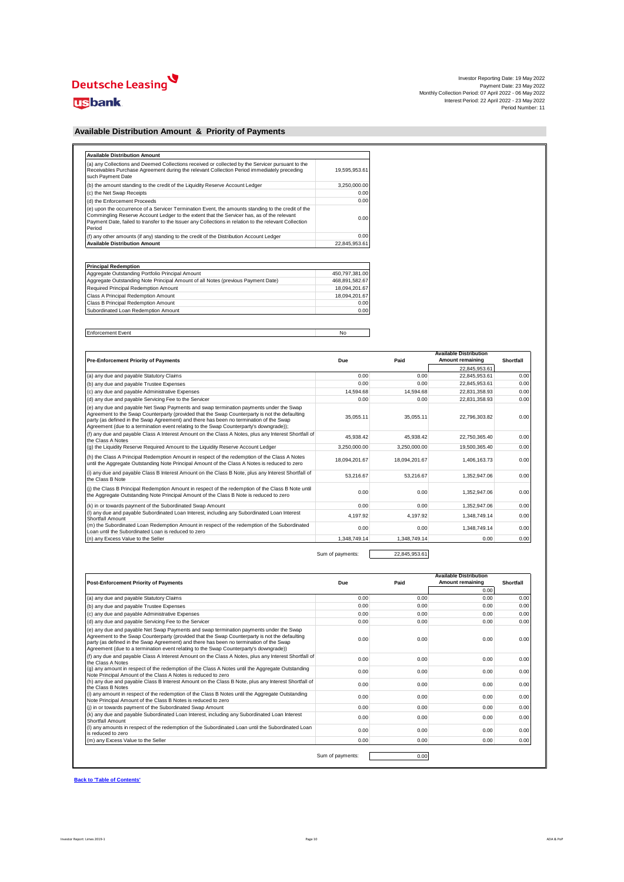Investor Reporting Date: 19 May 2022
Payment Date: 23 May 2022
Monthly Collection Period: 07 April 2022 - 06 May 2022
Interest Period: 22 April 2022 - 23 May 2022
Period Number: 11

## Available Distribution Amount & Priority of Payments

| Available Distribution Amount | |
|---|---|
| (a) any Collections and Deemed Collections received or collected by the Servicer pursuant to the Receivables Purchase Agreement during the relevant Collection Period immediately preceding such Payment Date | 19,595,953.61 |
| (b) the amount standing to the credit of the Liquidity Reserve Account Ledger | 3,250,000.00 |
| (c) the Net Swap Receipts | 0.00 |
| (d) the Enforcement Proceeds | 0.00 |
| (e) upon the occurrence of a Servicer Termination Event, the amounts standing to the credit of the Commingling Reserve Account Ledger to the extent that the Servicer has, as of the relevant Payment Date, failed to transfer to the Issuer any Collections in relation to the relevant Collection Period | 0.00 |
| (f) any other amounts (if any) standing to the credit of the Distribution Account Ledger | 0.00 |
| **Available Distribution Amount** | 22,845,953.61 |

| Principal Redemption | |
|---|---|
| Aggregate Outstanding Portfolio Principal Amount | 450,797,381.00 |
| Aggregate Outstanding Note Principal Amount of all Notes (previous Payment Date) | 468,891,582.67 |
| Required Principal Redemption Amount | 18,094,201.67 |
| Class A Principal Redemption Amount | 18,094,201.67 |
| Class B Principal Redemption Amount | 0.00 |
| Subordinated Loan Redemption Amount | 0.00 |

| Enforcement Event | No |
|---|---|

| Pre-Enforcement Priority of Payments | Due | Paid | Available Distribution Amount remaining | Shortfall |
|---|---|---|---|---|
| | | | 22,845,953.61 | |
| (a) any due and payable Statutory Claims | 0.00 | 0.00 | 22,845,953.61 | 0.00 |
| (b) any due and payable Trustee Expenses | 0.00 | 0.00 | 22,845,953.61 | 0.00 |
| (c) any due and payable Administrative Expenses | 14,594.68 | 14,594.68 | 22,831,358.93 | 0.00 |
| (d) any due and payable Servicing Fee to the Servicer | 0.00 | 0.00 | 22,831,358.93 | 0.00 |
| (e) any due and payable Net Swap Payments and swap termination payments under the Swap Agreement to the Swap Counterparty (provided that the Swap Counterparty is not the defaulting party (as defined in the Swap Agreement) and there has been no termination of the Swap Agreement (due to a termination event relating to the Swap Counterparty's downgrade)); | 35,055.11 | 35,055.11 | 22,796,303.82 | 0.00 |
| (f) any due and payable Class A Interest Amount on the Class A Notes, plus any Interest Shortfall of the Class A Notes | 45,938.42 | 45,938.42 | 22,750,365.40 | 0.00 |
| (g) the Liquidity Reserve Required Amount to the Liquidity Reserve Account Ledger | 3,250,000.00 | 3,250,000.00 | 19,500,365.40 | 0.00 |
| (h) the Class A Principal Redemption Amount in respect of the redemption of the Class A Notes until the Aggregate Outstanding Note Principal Amount of the Class A Notes is reduced to zero | 18,094,201.67 | 18,094,201.67 | 1,406,163.73 | 0.00 |
| (i) any due and payable Class B Interest Amount on the Class B Note, plus any Interest Shortfall of the Class B Note | 53,216.67 | 53,216.67 | 1,352,947.06 | 0.00 |
| (j) the Class B Principal Redemption Amount in respect of the redemption of the Class B Note until the Aggregate Outstanding Note Principal Amount of the Class B Note is reduced to zero | 0.00 | 0.00 | 1,352,947.06 | 0.00 |
| (k) in or towards payment of the Subordinated Swap Amount | 0.00 | 0.00 | 1,352,947.06 | 0.00 |
| (l) any due and payable Subordinated Loan Interest, including any Subordinated Loan Interest Shortfall Amount | 4,197.92 | 4,197.92 | 1,348,749.14 | 0.00 |
| (m) the Subordinated Loan Redemption Amount in respect of the redemption of the Subordinated Loan until the Subordinated Loan is reduced to zero | 0.00 | 0.00 | 1,348,749.14 | 0.00 |
| (n) any Excess Value to the Seller | 1,348,749.14 | 1,348,749.14 | 0.00 | 0.00 |

Sum of payments: 22,845,953.61

| Post-Enforcement Priority of Payments | Due | Paid | Available Distribution Amount remaining | Shortfall |
|---|---|---|---|---|
| | | | 0.00 | |
| (a) any due and payable Statutory Claims | 0.00 | 0.00 | 0.00 | 0.00 |
| (b) any due and payable Trustee Expenses | 0.00 | 0.00 | 0.00 | 0.00 |
| (c) any due and payable Administrative Expenses | 0.00 | 0.00 | 0.00 | 0.00 |
| (d) any due and payable Servicing Fee to the Servicer | 0.00 | 0.00 | 0.00 | 0.00 |
| (e) any due and payable Net Swap Payments and swap termination payments under the Swap Agreement to the Swap Counterparty (provided that the Swap Counterparty is not the defaulting party (as defined in the Swap Agreement) and there has been no termination of the Swap Agreement (due to a termination event relating to the Swap Counterparty's downgrade)) | 0.00 | 0.00 | 0.00 | 0.00 |
| (f) any due and payable Class A Interest Amount on the Class A Notes, plus any Interest Shortfall of the Class A Notes | 0.00 | 0.00 | 0.00 | 0.00 |
| (g) any amount in respect of the redemption of the Class A Notes until the Aggregate Outstanding Note Principal Amount of the Class A Notes is reduced to zero | 0.00 | 0.00 | 0.00 | 0.00 |
| (h) any due and payable Class B Interest Amount on the Class B Note, plus any Interest Shortfall of the Class B Notes | 0.00 | 0.00 | 0.00 | 0.00 |
| (i) any amount in respect of the redemption of the Class B Notes until the Aggregate Outstanding Note Principal Amount of the Class B Notes is reduced to zero | 0.00 | 0.00 | 0.00 | 0.00 |
| (j) in or towards payment of the Subordinated Swap Amount | 0.00 | 0.00 | 0.00 | 0.00 |
| (k) any due and payable Subordinated Loan Interest, including any Subordinated Loan Interest Shortfall Amount | 0.00 | 0.00 | 0.00 | 0.00 |
| (l) any amounts in respect of the redemption of the Subordinated Loan until the Subordinated Loan is reduced to zero | 0.00 | 0.00 | 0.00 | 0.00 |
| (m) any Excess Value to the Seller | 0.00 | 0.00 | 0.00 | 0.00 |

Sum of payments: 0.00

**Back to 'Table of Contents'**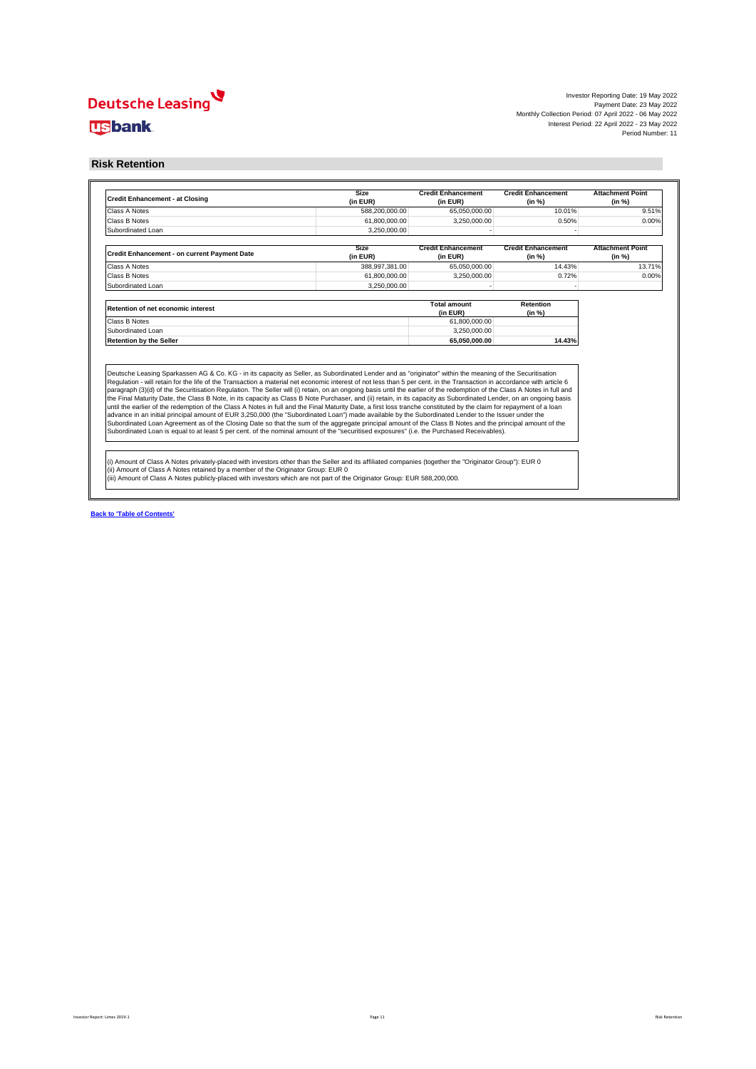Investor Reporting Date: 19 May 2022
Payment Date: 23 May 2022
Monthly Collection Period: 07 April 2022 - 06 May 2022
Interest Period: 22 April 2022 - 23 May 2022
Period Number: 11

## Risk Retention

| Credit Enhancement - at Closing | Size (in EUR) | Credit Enhancement (in EUR) | Credit Enhancement (in %) | Attachment Point (in %) |
|---|---|---|---|---|
| Class A Notes | 588,200,000.00 | 65,050,000.00 | 10.01% | 9.51% |
| Class B Notes | 61,800,000.00 | 3,250,000.00 | 0.50% | 0.00% |
| Subordinated Loan | 3,250,000.00 | - | - | |

| Credit Enhancement - on current Payment Date | Size (in EUR) | Credit Enhancement (in EUR) | Credit Enhancement (in %) | Attachment Point (in %) |
|---|---|---|---|---|
| Class A Notes | 388,997,381.00 | 65,050,000.00 | 14.43% | 13.71% |
| Class B Notes | 61,800,000.00 | 3,250,000.00 | 0.72% | 0.00% |
| Subordinated Loan | 3,250,000.00 | - | - | |

| Retention of net economic interest | Total amount (in EUR) | Retention (in %) |
|---|---|---|
| Class B Notes | 61,800,000.00 | |
| Subordinated Loan | 3,250,000.00 | |
| **Retention by the Seller** | **65,050,000.00** | **14.43%** |

Deutsche Leasing Sparkassen AG & Co. KG - in its capacity as Seller, as Subordinated Lender and as "originator" within the meaning of the Securitisation Regulation - will retain for the life of the Transaction a material net economic interest of not less than 5 per cent. in the Transaction in accordance with article 6 paragraph (3)(d) of the Securitisation Regulation. The Seller will (i) retain, on an ongoing basis until the earlier of the redemption of the Class A Notes in full and the Final Maturity Date, the Class B Notes, in its capacity as Class B Note Purchaser, and (ii) retain, in its capacity as Subordinated Lender, on an ongoing basis until the earlier of the redemption of the Class A Notes in full and the Final Maturity Date, a first loss tranche constituted by the claim for repayment of a loan advance in an initial principal amount of EUR 3,250,000 (the "Subordinated Loan") made available by the Subordinated Lender to the Issuer under the Subordinated Loan Agreement as of the Closing Date so that the sum of the aggregate principal amount of the Class B Notes and the principal amount of the Subordinated Loan is equal to at least 5 per cent. of the nominal amount of the "securitised exposures" (i.e. the Purchased Receivables).

(i) Amount of Class A Notes privately-placed with investors other than the Seller and its affiliated companies (together the "Originator Group"): EUR 0
(ii) Amount of Class A Notes retained by a member of the Originator Group: EUR 0
(iii) Amount of Class A Notes publicly-placed with investors which are not part of the Originator Group: EUR 588,200,000.

Back to 'Table of Contents'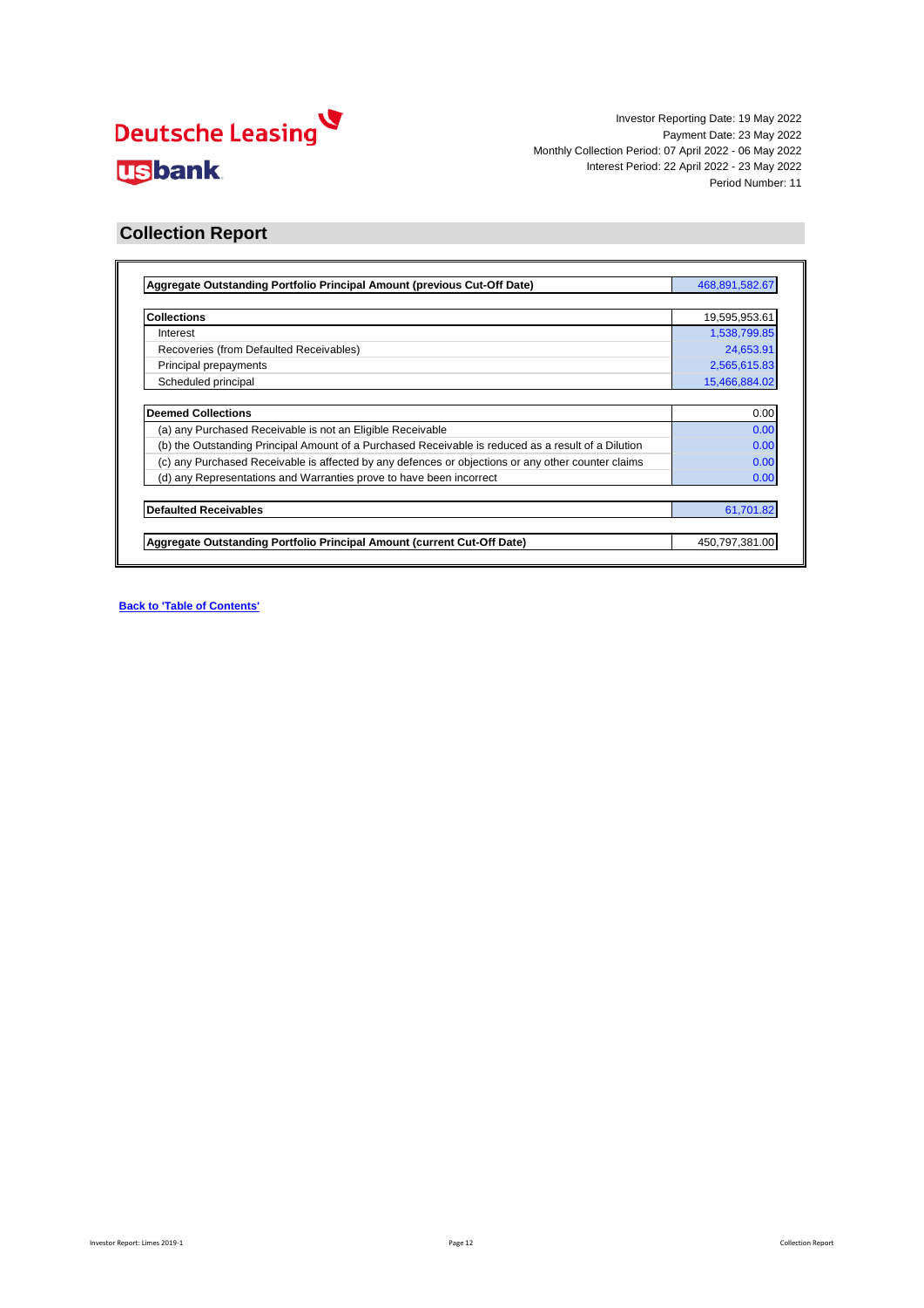Deutsche Leasing

usbank

Investor Reporting Date: 19 May 2022
Payment Date: 23 May 2022
Monthly Collection Period: 07 April 2022 - 06 May 2022
Interest Period: 22 April 2022 - 23 May 2022
Period Number: 11

## Collection Report

| **Aggregate Outstanding Portfolio Principal Amount (previous Cut-Off Date)** | 468,891,582.67 |
|---|---|
| | |
| **Collections** | 19,595,953.61 |
| Interest | 1,538,799.85 |
| Recoveries (from Defaulted Receivables) | 24,653.91 |
| Principal prepayments | 2,565,615.83 |
| Scheduled principal | 15,466,884.02 |
| | |
| **Deemed Collections** | 0.00 |
| (a) any Purchased Receivable is not an Eligible Receivable | 0.00 |
| (b) the Outstanding Principal Amount of a Purchased Receivable is reduced as a result of a Dilution | 0.00 |
| (c) any Purchased Receivable is affected by any defences or objections or any other counter claims | 0.00 |
| (d) any Representations and Warranties prove to have been incorrect | 0.00 |
| | |
| **Defaulted Receivables** | 61,701.82 |
| | |
| **Aggregate Outstanding Portfolio Principal Amount (current Cut-Off Date)** | 450,797,381.00 |

**Back to 'Table of Contents'**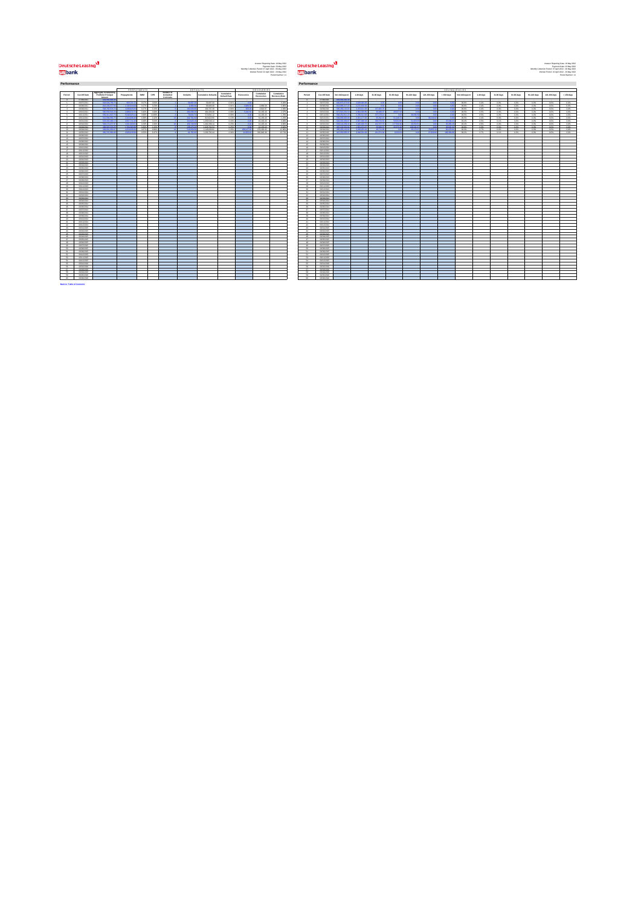# Performance

The detailed figures in the performance tables on this page are too low-resolution to transcribe reliably.

Back to Table of Contents

# Performance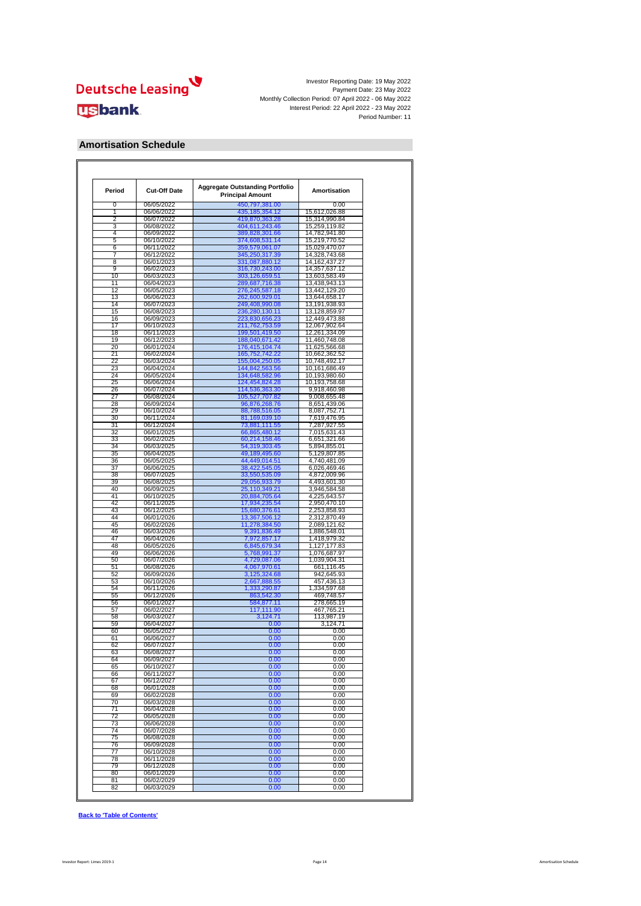Investor Reporting Date: 19 May 2022
Payment Date: 23 May 2022
Monthly Collection Period: 07 April 2022 - 06 May 2022
Interest Period: 22 April 2022 - 23 May 2022
Period Number: 11

## Amortisation Schedule

| Period | Cut-Off Date | Aggregate Outstanding Portfolio Principal Amount | Amortisation |
|---|---|---|---|
| 0 | 06/05/2022 | 450,797,381.00 | 0.00 |
| 1 | 06/06/2022 | 435,185,354.12 | 15,612,026.88 |
| 2 | 06/07/2022 | 419,870,363.28 | 15,314,990.84 |
| 3 | 06/08/2022 | 404,611,243.46 | 15,259,119.82 |
| 4 | 06/09/2022 | 389,828,301.66 | 14,782,941.80 |
| 5 | 06/10/2022 | 374,608,531.14 | 15,219,770.52 |
| 6 | 06/11/2022 | 359,579,061.07 | 15,029,470.07 |
| 7 | 06/12/2022 | 345,250,317.39 | 14,328,743.68 |
| 8 | 06/01/2023 | 331,087,880.12 | 14,162,437.27 |
| 9 | 06/02/2023 | 316,730,243.00 | 14,357,637.12 |
| 10 | 06/03/2023 | 303,126,659.51 | 13,603,583.49 |
| 11 | 06/04/2023 | 289,687,716.38 | 13,438,943.13 |
| 12 | 06/05/2023 | 276,245,587.18 | 13,442,129.20 |
| 13 | 06/06/2023 | 262,600,929.01 | 13,644,658.17 |
| 14 | 06/07/2023 | 249,408,990.08 | 13,191,938.93 |
| 15 | 06/08/2023 | 236,280,130.11 | 13,128,859.97 |
| 16 | 06/09/2023 | 223,830,656.23 | 12,449,473.88 |
| 17 | 06/10/2023 | 211,762,753.59 | 12,067,902.64 |
| 18 | 06/11/2023 | 199,501,419.50 | 12,261,334.09 |
| 19 | 06/12/2023 | 188,040,671.42 | 11,460,748.08 |
| 20 | 06/01/2024 | 176,415,104.74 | 11,625,566.68 |
| 21 | 06/02/2024 | 165,752,742.22 | 10,662,362.52 |
| 22 | 06/03/2024 | 155,004,250.05 | 10,748,492.17 |
| 23 | 06/04/2024 | 144,842,563.56 | 10,161,686.49 |
| 24 | 06/05/2024 | 134,648,582.96 | 10,193,980.60 |
| 25 | 06/06/2024 | 124,454,824.28 | 10,193,758.68 |
| 26 | 06/07/2024 | 114,536,363.30 | 9,918,460.98 |
| 27 | 06/08/2024 | 105,527,707.82 | 9,008,655.48 |
| 28 | 06/09/2024 | 96,876,268.76 | 8,651,439.06 |
| 29 | 06/10/2024 | 88,788,516.05 | 8,087,752.71 |
| 30 | 06/11/2024 | 81,169,039.10 | 7,619,476.95 |
| 31 | 06/12/2024 | 73,881,111.55 | 7,287,927.55 |
| 32 | 06/01/2025 | 66,865,480.12 | 7,015,631.43 |
| 33 | 06/02/2025 | 60,214,158.46 | 6,651,321.66 |
| 34 | 06/03/2025 | 54,319,303.45 | 5,894,855.01 |
| 35 | 06/04/2025 | 49,189,495.60 | 5,129,807.85 |
| 36 | 06/05/2025 | 44,449,014.51 | 4,740,481.09 |
| 37 | 06/06/2025 | 38,422,545.05 | 6,026,469.46 |
| 38 | 06/07/2025 | 33,550,535.09 | 4,872,009.96 |
| 39 | 06/08/2025 | 29,056,933.79 | 4,493,601.30 |
| 40 | 06/09/2025 | 25,110,349.21 | 3,946,584.58 |
| 41 | 06/10/2025 | 20,884,705.64 | 4,225,643.57 |
| 42 | 06/11/2025 | 17,934,235.54 | 2,950,470.10 |
| 43 | 06/12/2025 | 15,680,376.61 | 2,253,858.93 |
| 44 | 06/01/2026 | 13,367,506.12 | 2,312,870.49 |
| 45 | 06/02/2026 | 11,278,384.50 | 2,089,121.62 |
| 46 | 06/03/2026 | 9,391,836.49 | 1,886,548.01 |
| 47 | 06/04/2026 | 7,972,857.17 | 1,418,979.32 |
| 48 | 06/05/2026 | 6,845,679.34 | 1,127,177.83 |
| 49 | 06/06/2026 | 5,768,991.37 | 1,076,687.97 |
| 50 | 06/07/2026 | 4,729,087.06 | 1,039,904.31 |
| 51 | 06/08/2026 | 4,067,970.61 | 661,116.45 |
| 52 | 06/09/2026 | 3,125,324.68 | 942,645.93 |
| 53 | 06/10/2026 | 2,667,888.55 | 457,436.13 |
| 54 | 06/11/2026 | 1,333,290.87 | 1,334,597.68 |
| 55 | 06/12/2026 | 863,542.30 | 469,748.57 |
| 56 | 06/01/2027 | 584,877.11 | 278,665.19 |
| 57 | 06/02/2027 | 117,111.90 | 467,765.21 |
| 58 | 06/03/2027 | 3,124.71 | 113,987.19 |
| 59 | 06/04/2027 | 0.00 | 3,124.71 |
| 60 | 06/05/2027 | 0.00 | 0.00 |
| 61 | 06/06/2027 | 0.00 | 0.00 |
| 62 | 06/07/2027 | 0.00 | 0.00 |
| 63 | 06/08/2027 | 0.00 | 0.00 |
| 64 | 06/09/2027 | 0.00 | 0.00 |
| 65 | 06/10/2027 | 0.00 | 0.00 |
| 66 | 06/11/2027 | 0.00 | 0.00 |
| 67 | 06/12/2027 | 0.00 | 0.00 |
| 68 | 06/01/2028 | 0.00 | 0.00 |
| 69 | 06/02/2028 | 0.00 | 0.00 |
| 70 | 06/03/2028 | 0.00 | 0.00 |
| 71 | 06/04/2028 | 0.00 | 0.00 |
| 72 | 06/05/2028 | 0.00 | 0.00 |
| 73 | 06/06/2028 | 0.00 | 0.00 |
| 74 | 06/07/2028 | 0.00 | 0.00 |
| 75 | 06/08/2028 | 0.00 | 0.00 |
| 76 | 06/09/2028 | 0.00 | 0.00 |
| 77 | 06/10/2028 | 0.00 | 0.00 |
| 78 | 06/11/2028 | 0.00 | 0.00 |
| 79 | 06/12/2028 | 0.00 | 0.00 |
| 80 | 06/01/2029 | 0.00 | 0.00 |
| 81 | 06/02/2029 | 0.00 | 0.00 |
| 82 | 06/03/2029 | 0.00 | 0.00 |

**Back to 'Table of Contents'**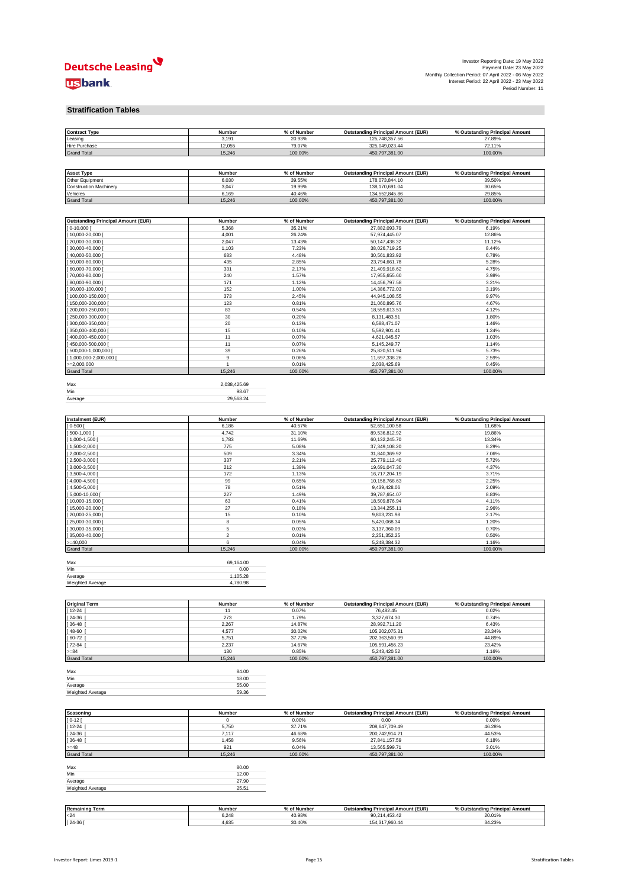Investor Reporting Date: 19 May 2022
Payment Date: 23 May 2022
Monthly Collection Period: 07 April 2022 - 06 May 2022
Interest Period: 22 April 2022 - 23 May 2022
Period Number: 11

## Stratification Tables

| Contract Type | Number | % of Number | Outstanding Principal Amount (EUR) | % Outstanding Principal Amount |
|---|---|---|---|---|
| Leasing | 3,191 | 20.93% | 125,748,357.56 | 27.89% |
| Hire Purchase | 12,055 | 79.07% | 325,049,023.44 | 72.11% |
| Grand Total | 15,246 | 100.00% | 450,797,381.00 | 100.00% |

| Asset Type | Number | % of Number | Outstanding Principal Amount (EUR) | % Outstanding Principal Amount |
|---|---|---|---|---|
| Other Equipment | 6,030 | 39.55% | 178,073,844.10 | 39.50% |
| Construction Machinery | 3,047 | 19.99% | 138,170,691.04 | 30.65% |
| Vehicles | 6,169 | 40.46% | 134,552,845.86 | 29.85% |
| Grand Total | 15,246 | 100.00% | 450,797,381.00 | 100.00% |

| Outstanding Principal Amount (EUR) | Number | % of Number | Outstanding Principal Amount (EUR) | % Outstanding Principal Amount |
|---|---|---|---|---|
| [ 0-10,000 [ | 5,368 | 35.21% | 27,882,093.79 | 6.19% |
| [ 10,000-20,000 [ | 4,001 | 26.24% | 57,974,445.07 | 12.86% |
| [ 20,000-30,000 [ | 2,047 | 13.43% | 50,147,438.32 | 11.12% |
| [ 30,000-40,000 [ | 1,103 | 7.23% | 38,026,719.25 | 8.44% |
| [ 40,000-50,000 [ | 683 | 4.48% | 30,561,833.92 | 6.78% |
| [ 50,000-60,000 [ | 435 | 2.85% | 23,794,661.78 | 5.28% |
| [ 60,000-70,000 [ | 331 | 2.17% | 21,409,918.62 | 4.75% |
| [ 70,000-80,000 [ | 240 | 1.57% | 17,955,655.60 | 3.98% |
| [ 80,000-90,000 [ | 171 | 1.12% | 14,456,797.58 | 3.21% |
| [ 90,000-100,000 [ | 152 | 1.00% | 14,386,772.03 | 3.19% |
| [ 100,000-150,000 [ | 373 | 2.45% | 44,945,108.55 | 9.97% |
| [ 150,000-200,000 [ | 123 | 0.81% | 21,060,895.76 | 4.67% |
| [ 200,000-250,000 [ | 83 | 0.54% | 18,559,613.51 | 4.12% |
| [ 250,000-300,000 [ | 30 | 0.20% | 8,131,483.51 | 1.80% |
| [ 300,000-350,000 [ | 20 | 0.13% | 6,588,471.07 | 1.46% |
| [ 350,000-400,000 [ | 15 | 0.10% | 5,592,901.41 | 1.24% |
| [ 400,000-450,000 [ | 11 | 0.07% | 4,621,045.57 | 1.03% |
| [ 450,000-500,000 [ | 11 | 0.07% | 5,145,249.77 | 1.14% |
| [ 500,000-1,000,000 [ | 39 | 0.26% | 25,820,511.94 | 5.73% |
| [ 1,000,000-2,000,000 [ | 9 | 0.06% | 11,697,338.26 | 2.59% |
| >=2,000,000 | 1 | 0.01% | 2,038,425.69 | 0.45% |
| Grand Total | 15,246 | 100.00% | 450,797,381.00 | 100.00% |

| | |
|---|---|
| Max | 2,038,425.69 |
| Min | 98.67 |
| Average | 29,568.24 |

| Instalment (EUR) | Number | % of Number | Outstanding Principal Amount (EUR) | % Outstanding Principal Amount |
|---|---|---|---|---|
| ] 0-500 [ | 6,186 | 40.57% | 52,651,100.58 | 11.68% |
| [ 500-1,000 [ | 4,742 | 31.10% | 89,536,812.92 | 19.86% |
| [ 1,000-1,500 [ | 1,783 | 11.69% | 60,132,245.70 | 13.34% |
| [ 1,500-2,000 [ | 775 | 5.08% | 37,349,108.20 | 8.29% |
| [ 2,000-2,500 [ | 509 | 3.34% | 31,840,369.92 | 7.06% |
| [ 2,500-3,000 [ | 337 | 2.21% | 25,779,112.40 | 5.72% |
| [ 3,000-3,500 [ | 212 | 1.39% | 19,691,047.30 | 4.37% |
| [ 3,500-4,000 [ | 172 | 1.13% | 16,717,204.19 | 3.71% |
| [ 4,000-4,500 [ | 99 | 0.65% | 10,158,768.63 | 2.25% |
| [ 4,500-5,000 [ | 78 | 0.51% | 9,439,428.06 | 2.09% |
| [ 5,000-10,000 [ | 227 | 1.49% | 39,787,654.07 | 8.83% |
| [ 10,000-15,000 [ | 63 | 0.41% | 18,509,876.94 | 4.11% |
| [ 15,000-20,000 [ | 27 | 0.18% | 13,344,255.11 | 2.96% |
| [ 20,000-25,000 [ | 15 | 0.10% | 9,803,231.98 | 2.17% |
| [ 25,000-30,000 [ | 8 | 0.05% | 5,420,068.34 | 1.20% |
| [ 30,000-35,000 [ | 5 | 0.03% | 3,137,360.09 | 0.70% |
| [ 35,000-40,000 [ | 2 | 0.01% | 2,251,352.25 | 0.50% |
| >=40,000 | 6 | 0.04% | 5,248,384.32 | 1.16% |
| Grand Total | 15,246 | 100.00% | 450,797,381.00 | 100.00% |

| | |
|---|---|
| Max | 69,164.00 |
| Min | 0.00 |
| Average | 1,105.28 |
| Weighted Average | 4,780.98 |

| Original Term | Number | % of Number | Outstanding Principal Amount (EUR) | % Outstanding Principal Amount |
|---|---|---|---|---|
| [ 12-24 [ | 11 | 0.07% | 76,482.45 | 0.02% |
| [ 24-36 [ | 273 | 1.79% | 3,327,674.30 | 0.74% |
| [ 36-48 [ | 2,267 | 14.87% | 28,992,711.20 | 6.43% |
| [ 48-60 [ | 4,577 | 30.02% | 105,202,075.31 | 23.34% |
| [ 60-72 [ | 5,751 | 37.72% | 202,363,560.99 | 44.89% |
| [ 72-84 [ | 2,237 | 14.67% | 105,591,456.23 | 23.42% |
| >=84 | 130 | 0.85% | 5,243,420.52 | 1.16% |
| Grand Total | 15,246 | 100.00% | 450,797,381.00 | 100.00% |

| | |
|---|---|
| Max | 84.00 |
| Min | 18.00 |
| Average | 55.00 |
| Weighted Average | 59.36 |

| Seasoning | Number | % of Number | Outstanding Principal Amount (EUR) | % Outstanding Principal Amount |
|---|---|---|---|---|
| [ 0-12 [ | 0 | 0.00% | 0.00 | 0.00% |
| [ 12-24 [ | 5,750 | 37.71% | 208,647,709.49 | 46.28% |
| [ 24-36 [ | 7,117 | 46.68% | 200,742,914.21 | 44.53% |
| [ 36-48 [ | 1,458 | 9.56% | 27,841,157.59 | 6.18% |
| >=48 | 921 | 6.04% | 13,565,599.71 | 3.01% |
| Grand Total | 15,246 | 100.00% | 450,797,381.00 | 100.00% |

| | |
|---|---|
| Max | 80.00 |
| Min | 12.00 |
| Average | 27.90 |
| Weighted Average | 25.51 |

| Remaining Term | Number | % of Number | Outstanding Principal Amount (EUR) | % Outstanding Principal Amount |
|---|---|---|---|---|
| <24 | 6,248 | 40.98% | 90,214,453.42 | 20.01% |
| [ 24-36 [ | 4,635 | 30.40% | 154,317,960.44 | 34.23% |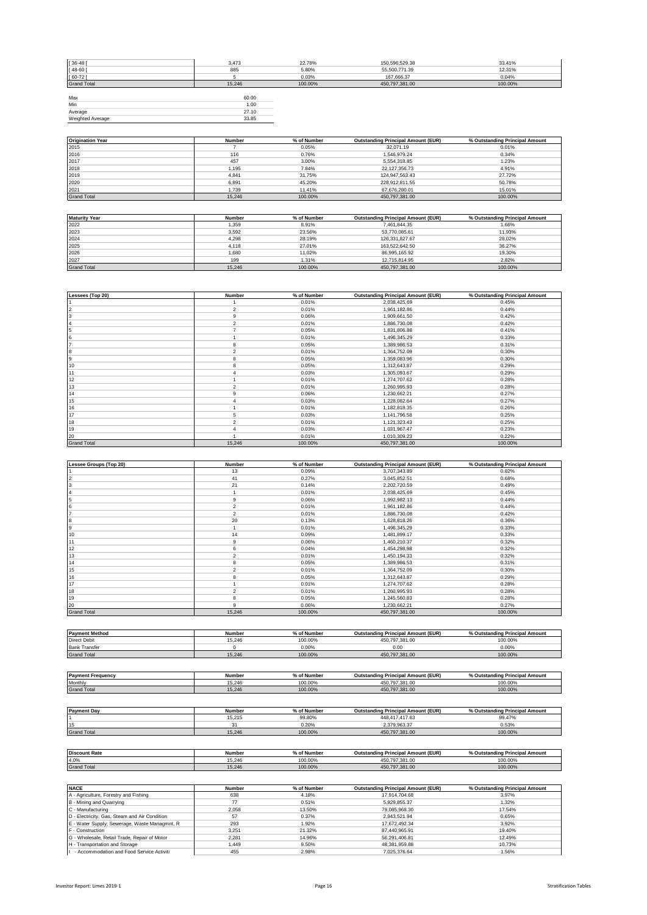| | | | | |
|---|---|---|---|---|
| [ 36-48 [ | 3,473 | 22.78% | 150,596,529.38 | 33.41% |
| [ 48-60 [ | 885 | 5.80% | 55,500,771.39 | 12.31% |
| [ 60-72 [ | 5 | 0.03% | 167,666.37 | 0.04% |
| Grand Total | 15,246 | 100.00% | 450,797,381.00 | 100.00% |

| | |
|---|---|
| Max | 60.00 |
| Min | 1.00 |
| Average | 27.10 |
| Weighted Average | 33.85 |

| Origination Year | Number | % of Number | Outstanding Principal Amount (EUR) | % Outstanding Principal Amount |
|---|---|---|---|---|
| 2015 | 7 | 0.05% | 32,071.19 | 0.01% |
| 2016 | 116 | 0.76% | 1,546,979.24 | 0.34% |
| 2017 | 457 | 3.00% | 5,554,318.85 | 1.23% |
| 2018 | 1,195 | 7.84% | 22,127,356.73 | 4.91% |
| 2019 | 4,841 | 31.75% | 124,947,563.43 | 27.72% |
| 2020 | 6,891 | 45.20% | 228,912,811.55 | 50.78% |
| 2021 | 1,739 | 11.41% | 67,676,280.01 | 15.01% |
| Grand Total | 15,246 | 100.00% | 450,797,381.00 | 100.00% |

| Maturity Year | Number | % of Number | Outstanding Principal Amount (EUR) | % Outstanding Principal Amount |
|---|---|---|---|---|
| 2022 | 1,359 | 8.91% | 7,461,844.35 | 1.66% |
| 2023 | 3,592 | 23.56% | 53,770,085.61 | 11.93% |
| 2024 | 4,298 | 28.19% | 126,331,827.67 | 28.02% |
| 2025 | 4,118 | 27.01% | 163,522,642.50 | 36.27% |
| 2026 | 1,680 | 11.02% | 86,995,165.92 | 19.30% |
| 2027 | 199 | 1.31% | 12,715,814.95 | 2.82% |
| Grand Total | 15,246 | 100.00% | 450,797,381.00 | 100.00% |

| Lessees (Top 20) | Number | % of Number | Outstanding Principal Amount (EUR) | % Outstanding Principal Amount |
|---|---|---|---|---|
| 1 | 1 | 0.01% | 2,038,425.69 | 0.45% |
| 2 | 2 | 0.01% | 1,961,182.86 | 0.44% |
| 3 | 9 | 0.06% | 1,909,661.50 | 0.42% |
| 4 | 2 | 0.01% | 1,886,730.08 | 0.42% |
| 5 | 7 | 0.05% | 1,831,806.88 | 0.41% |
| 6 | 1 | 0.01% | 1,496,345.29 | 0.33% |
| 7 | 8 | 0.05% | 1,389,986.53 | 0.31% |
| 8 | 2 | 0.01% | 1,364,752.09 | 0.30% |
| 9 | 8 | 0.05% | 1,359,083.96 | 0.30% |
| 10 | 8 | 0.05% | 1,312,643.87 | 0.29% |
| 11 | 4 | 0.03% | 1,305,093.67 | 0.29% |
| 12 | 1 | 0.01% | 1,274,707.62 | 0.28% |
| 13 | 2 | 0.01% | 1,260,995.93 | 0.28% |
| 14 | 9 | 0.06% | 1,230,662.21 | 0.27% |
| 15 | 4 | 0.03% | 1,228,082.64 | 0.27% |
| 16 | 1 | 0.01% | 1,182,818.35 | 0.26% |
| 17 | 5 | 0.03% | 1,141,796.58 | 0.25% |
| 18 | 2 | 0.01% | 1,121,323.43 | 0.25% |
| 19 | 4 | 0.03% | 1,031,967.47 | 0.23% |
| 20 | 1 | 0.01% | 1,010,309.23 | 0.22% |
| Grand Total | 15,246 | 100.00% | 450,797,381.00 | 100.00% |

| Lessee Groups (Top 20) | Number | % of Number | Outstanding Principal Amount (EUR) | % Outstanding Principal Amount |
|---|---|---|---|---|
| 1 | 13 | 0.09% | 3,707,343.89 | 0.82% |
| 2 | 41 | 0.27% | 3,045,852.51 | 0.68% |
| 3 | 21 | 0.14% | 2,202,720.59 | 0.49% |
| 4 | 1 | 0.01% | 2,038,425.69 | 0.45% |
| 5 | 9 | 0.06% | 1,992,982.13 | 0.44% |
| 6 | 2 | 0.01% | 1,961,182.86 | 0.44% |
| 7 | 2 | 0.01% | 1,886,730.08 | 0.42% |
| 8 | 20 | 0.13% | 1,628,818.26 | 0.36% |
| 9 | 1 | 0.01% | 1,496,345.29 | 0.33% |
| 10 | 14 | 0.09% | 1,481,899.17 | 0.33% |
| 11 | 9 | 0.06% | 1,460,210.37 | 0.32% |
| 12 | 6 | 0.04% | 1,454,298.98 | 0.32% |
| 13 | 2 | 0.01% | 1,450,194.33 | 0.32% |
| 14 | 8 | 0.05% | 1,389,986.53 | 0.31% |
| 15 | 2 | 0.01% | 1,364,752.09 | 0.30% |
| 16 | 8 | 0.05% | 1,312,643.87 | 0.29% |
| 17 | 1 | 0.01% | 1,274,707.62 | 0.28% |
| 18 | 2 | 0.01% | 1,260,995.93 | 0.28% |
| 19 | 8 | 0.05% | 1,245,560.83 | 0.28% |
| 20 | 9 | 0.06% | 1,230,662.21 | 0.27% |
| Grand Total | 15,246 | 100.00% | 450,797,381.00 | 100.00% |

| Payment Method | Number | % of Number | Outstanding Principal Amount (EUR) | % Outstanding Principal Amount |
|---|---|---|---|---|
| Direct Debit | 15,246 | 100.00% | 450,797,381.00 | 100.00% |
| Bank Transfer | 0 | 0.00% | 0.00 | 0.00% |
| Grand Total | 15,246 | 100.00% | 450,797,381.00 | 100.00% |

| Payment Frequency | Number | % of Number | Outstanding Principal Amount (EUR) | % Outstanding Principal Amount |
|---|---|---|---|---|
| Monthly | 15,246 | 100.00% | 450,797,381.00 | 100.00% |
| Grand Total | 15,246 | 100.00% | 450,797,381.00 | 100.00% |

| Payment Day | Number | % of Number | Outstanding Principal Amount (EUR) | % Outstanding Principal Amount |
|---|---|---|---|---|
| 1 | 15,215 | 99.80% | 448,417,417.63 | 99.47% |
| 15 | 31 | 0.20% | 2,379,963.37 | 0.53% |
| Grand Total | 15,246 | 100.00% | 450,797,381.00 | 100.00% |

| Discount Rate | Number | % of Number | Outstanding Principal Amount (EUR) | % Outstanding Principal Amount |
|---|---|---|---|---|
| 4.0% | 15,246 | 100.00% | 450,797,381.00 | 100.00% |
| Grand Total | 15,246 | 100.00% | 450,797,381.00 | 100.00% |

| NACE | Number | % of Number | Outstanding Principal Amount (EUR) | % Outstanding Principal Amount |
|---|---|---|---|---|
| A - Agriculture, Forestry and Fishing | 638 | 4.18% | 17,914,704.68 | 3.97% |
| B - Mining and Quarrying | 77 | 0.51% | 5,929,855.37 | 1.32% |
| C - Manufacturing | 2,058 | 13.50% | 79,085,968.30 | 17.54% |
| D - Electricity, Gas, Steam and Air Condition | 57 | 0.37% | 2,943,521.94 | 0.65% |
| E - Water Supply; Sewerage, Waste Managmnt, R | 293 | 1.92% | 17,672,492.34 | 3.92% |
| F - Construction | 3,251 | 21.32% | 87,440,965.91 | 19.40% |
| G - Wholesale, Retail Trade, Repair of Motor | 2,281 | 14.96% | 56,291,406.81 | 12.49% |
| H - Transportation and Storage | 1,449 | 9.50% | 48,381,959.88 | 10.73% |
| I - Accommodation and Food Service Activiti | 455 | 2.98% | 7,025,376.64 | 1.56% |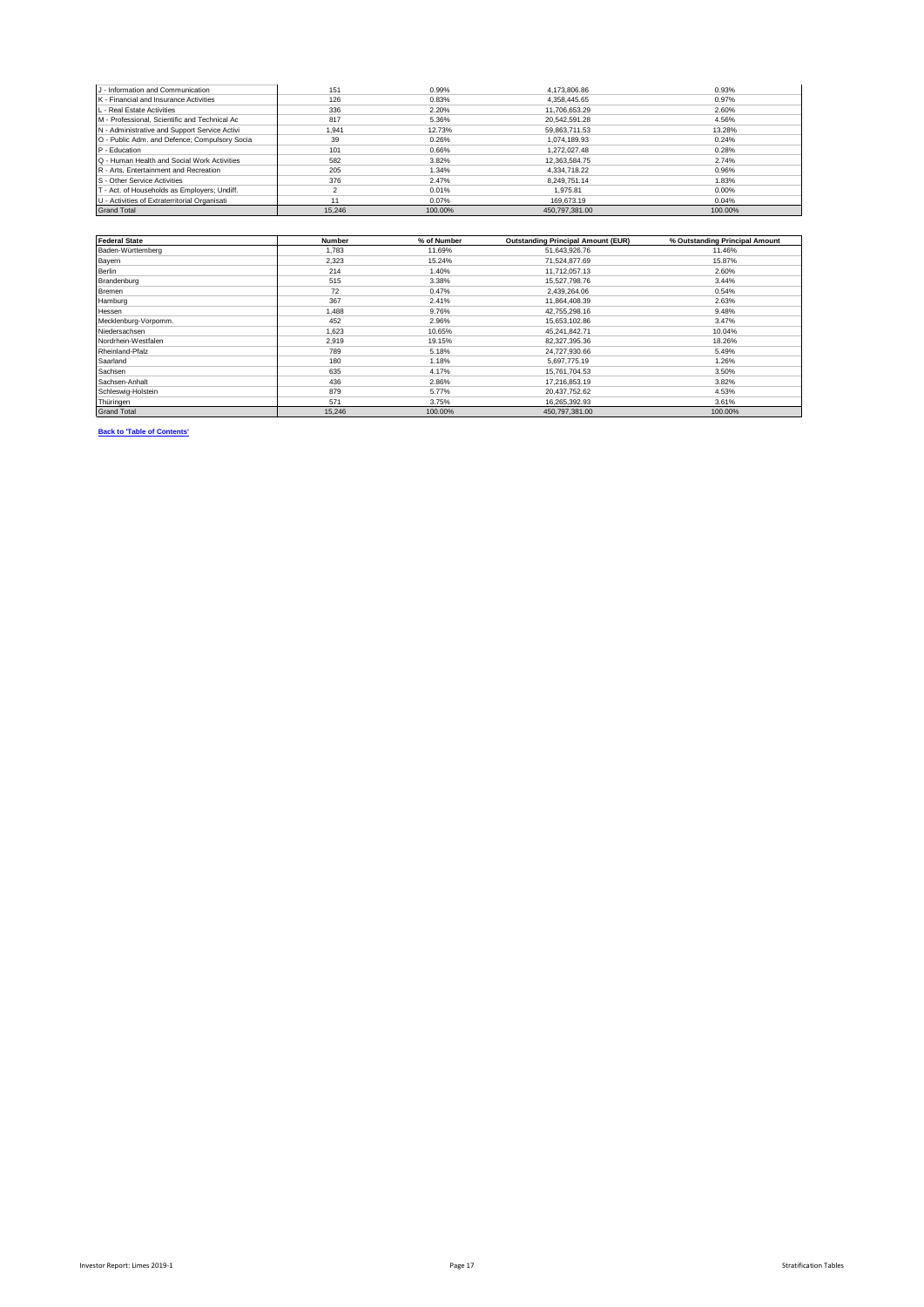| J - Information and Communication | 151 | 0.99% | 4,173,806.86 | 0.93% |
|---|---|---|---|---|
| K - Financial and Insurance Activities | 126 | 0.83% | 4,358,445.65 | 0.97% |
| L - Real Estate Activities | 336 | 2.20% | 11,706,653.29 | 2.60% |
| M - Professional, Scientific and Technical Ac | 817 | 5.36% | 20,542,591.28 | 4.56% |
| N - Administrative and Support Service Activi | 1,941 | 12.73% | 59,863,711.53 | 13.28% |
| O - Public Adm. and Defence; Compulsory Socia | 39 | 0.26% | 1,074,189.93 | 0.24% |
| P - Education | 101 | 0.66% | 1,272,027.48 | 0.28% |
| Q - Human Health and Social Work Activities | 582 | 3.82% | 12,363,584.75 | 2.74% |
| R - Arts, Entertainment and Recreation | 205 | 1.34% | 4,334,718.22 | 0.96% |
| S - Other Service Activities | 376 | 2.47% | 8,249,751.14 | 1.83% |
| T - Act. of Households as Employers; Undiff. | 2 | 0.01% | 1,975.81 | 0.00% |
| U - Activities of Extraterritorial Organisati | 11 | 0.07% | 169,673.19 | 0.04% |
| Grand Total | 15,246 | 100.00% | 450,797,381.00 | 100.00% |

| Federal State | Number | % of Number | Outstanding Principal Amount (EUR) | % Outstanding Principal Amount |
|---|---|---|---|---|
| Baden-Württemberg | 1,783 | 11.69% | 51,643,926.76 | 11.46% |
| Bayern | 2,323 | 15.24% | 71,524,877.69 | 15.87% |
| Berlin | 214 | 1.40% | 11,712,057.13 | 2.60% |
| Brandenburg | 515 | 3.38% | 15,527,798.76 | 3.44% |
| Bremen | 72 | 0.47% | 2,439,264.06 | 0.54% |
| Hamburg | 367 | 2.41% | 11,864,408.39 | 2.63% |
| Hessen | 1,488 | 9.76% | 42,755,298.16 | 9.48% |
| Mecklenburg-Vorpomm. | 452 | 2.96% | 15,653,102.86 | 3.47% |
| Niedersachsen | 1,623 | 10.65% | 45,241,842.71 | 10.04% |
| Nordrhein-Westfalen | 2,919 | 19.15% | 82,327,395.36 | 18.26% |
| Rheinland-Pfalz | 789 | 5.18% | 24,727,930.66 | 5.49% |
| Saarland | 180 | 1.18% | 5,697,775.19 | 1.26% |
| Sachsen | 635 | 4.17% | 15,761,704.53 | 3.50% |
| Sachsen-Anhalt | 436 | 2.86% | 17,216,853.19 | 3.82% |
| Schleswig-Holstein | 879 | 5.77% | 20,437,752.62 | 4.53% |
| Thüringen | 571 | 3.75% | 16,265,392.93 | 3.61% |
| Grand Total | 15,246 | 100.00% | 450,797,381.00 | 100.00% |

**Back to 'Table of Contents'**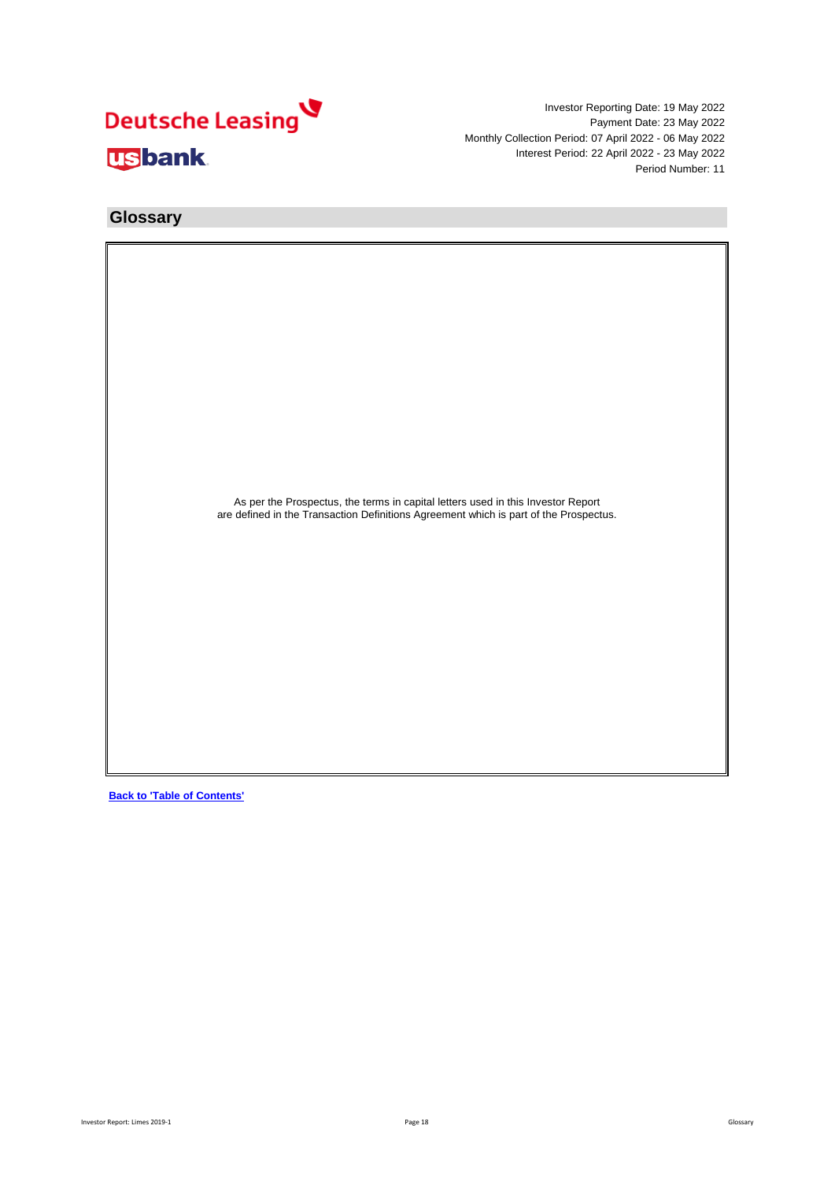Investor Reporting Date: 19 May 2022
Payment Date: 23 May 2022
Monthly Collection Period: 07 April 2022 - 06 May 2022
Interest Period: 22 April 2022 - 23 May 2022
Period Number: 11

## Glossary

As per the Prospectus, the terms in capital letters used in this Investor Report are defined in the Transaction Definitions Agreement which is part of the Prospectus.

**Back to 'Table of Contents'**